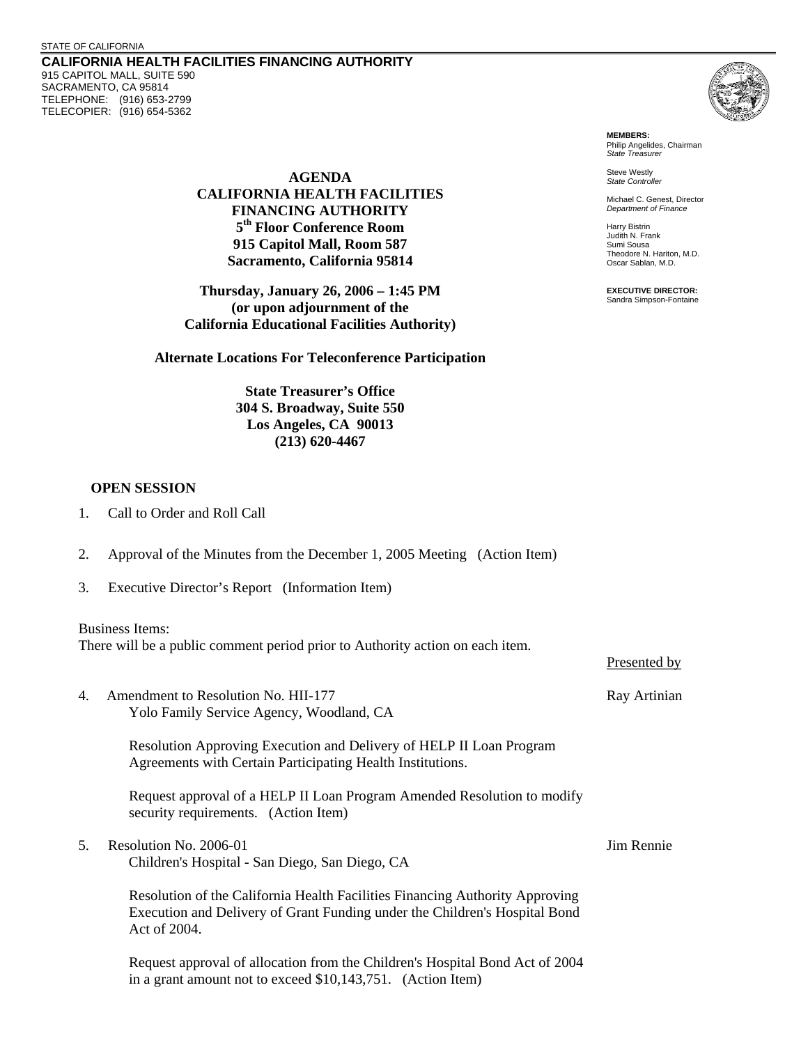STATE OF CALIFORNIA

**CALIFORNIA HEALTH FACILITIES FINANCING AUTHORITY**
915 CAPITOL MALL, SUITE 590
SACRAMENTO, CA 95814
TELEPHONE: (916) 653-2799
TELECOPIER: (916) 654-5362

**MEMBERS:**
Philip Angelides, Chairman
*State Treasurer*

Steve Westly
*State Controller*

Michael C. Genest, Director
*Department of Finance*

Harry Bistrin
Judith N. Frank
Sumi Sousa
Theodore N. Hariton, M.D.
Oscar Sablan, M.D.

**EXECUTIVE DIRECTOR:**
Sandra Simpson-Fontaine

**AGENDA**
**CALIFORNIA HEALTH FACILITIES FINANCING AUTHORITY**
**5th Floor Conference Room**
**915 Capitol Mall, Room 587**
**Sacramento, California 95814**

**Thursday, January 26, 2006 – 1:45 PM**
**(or upon adjournment of the California Educational Facilities Authority)**

**Alternate Locations For Teleconference Participation**

**State Treasurer's Office**
**304 S. Broadway, Suite 550**
**Los Angeles, CA 90013**
**(213) 620-4467**

## OPEN SESSION

1. Call to Order and Roll Call

2. Approval of the Minutes from the December 1, 2005 Meeting (Action Item)

3. Executive Director's Report (Information Item)

Business Items:
There will be a public comment period prior to Authority action on each item.

Presented by

4. Amendment to Resolution No. HII-177 — Ray Artinian
   Yolo Family Service Agency, Woodland, CA

   Resolution Approving Execution and Delivery of HELP II Loan Program Agreements with Certain Participating Health Institutions.

   Request approval of a HELP II Loan Program Amended Resolution to modify security requirements. (Action Item)

5. Resolution No. 2006-01 — Jim Rennie
   Children's Hospital - San Diego, San Diego, CA

   Resolution of the California Health Facilities Financing Authority Approving Execution and Delivery of Grant Funding under the Children's Hospital Bond Act of 2004.

   Request approval of allocation from the Children's Hospital Bond Act of 2004 in a grant amount not to exceed $10,143,751. (Action Item)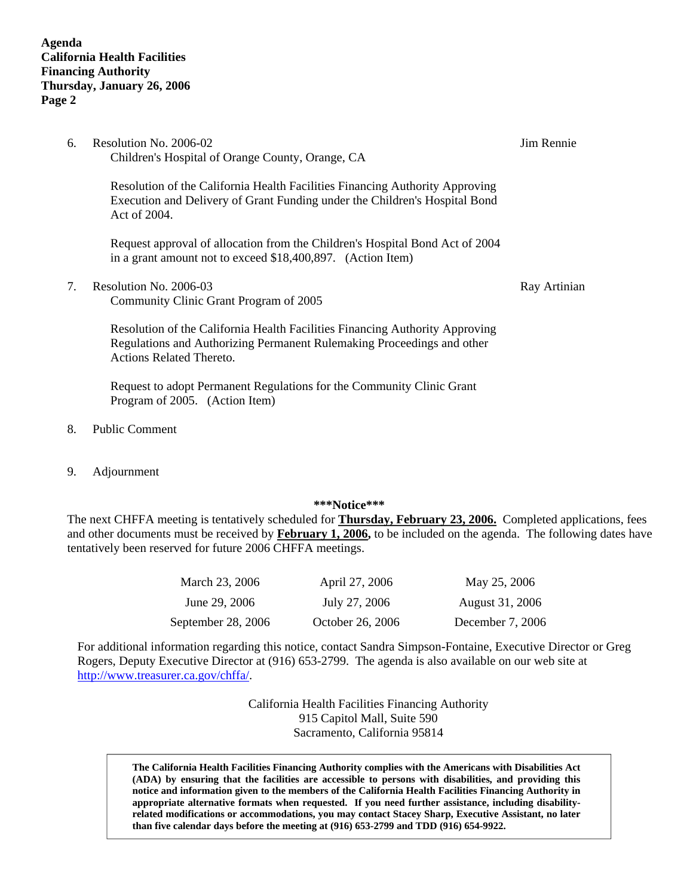6. Resolution No. 2006-02 — Jim Rennie

   Children's Hospital of Orange County, Orange, CA

   Resolution of the California Health Facilities Financing Authority Approving Execution and Delivery of Grant Funding under the Children's Hospital Bond Act of 2004.

   Request approval of allocation from the Children's Hospital Bond Act of 2004 in a grant amount not to exceed $18,400,897. (Action Item)

7. Resolution No. 2006-03 — Ray Artinian

   Community Clinic Grant Program of 2005

   Resolution of the California Health Facilities Financing Authority Approving Regulations and Authorizing Permanent Rulemaking Proceedings and other Actions Related Thereto.

   Request to adopt Permanent Regulations for the Community Clinic Grant Program of 2005. (Action Item)

8. Public Comment

9. Adjournment

**\*\*\*Notice\*\*\***

The next CHFFA meeting is tentatively scheduled for **Thursday, February 23, 2006.** Completed applications, fees and other documents must be received by **February 1, 2006,** to be included on the agenda. The following dates have tentatively been reserved for future 2006 CHFFA meetings.

| | | |
|---|---|---|
| March 23, 2006 | April 27, 2006 | May 25, 2006 |
| June 29, 2006 | July 27, 2006 | August 31, 2006 |
| September 28, 2006 | October 26, 2006 | December 7, 2006 |

For additional information regarding this notice, contact Sandra Simpson-Fontaine, Executive Director or Greg Rogers, Deputy Executive Director at (916) 653-2799. The agenda is also available on our web site at http://www.treasurer.ca.gov/chffa/.

California Health Facilities Financing Authority
915 Capitol Mall, Suite 590
Sacramento, California 95814

**The California Health Facilities Financing Authority complies with the Americans with Disabilities Act (ADA) by ensuring that the facilities are accessible to persons with disabilities, and providing this notice and information given to the members of the California Health Facilities Financing Authority in appropriate alternative formats when requested. If you need further assistance, including disability-related modifications or accommodations, you may contact Stacey Sharp, Executive Assistant, no later than five calendar days before the meeting at (916) 653-2799 and TDD (916) 654-9922.**